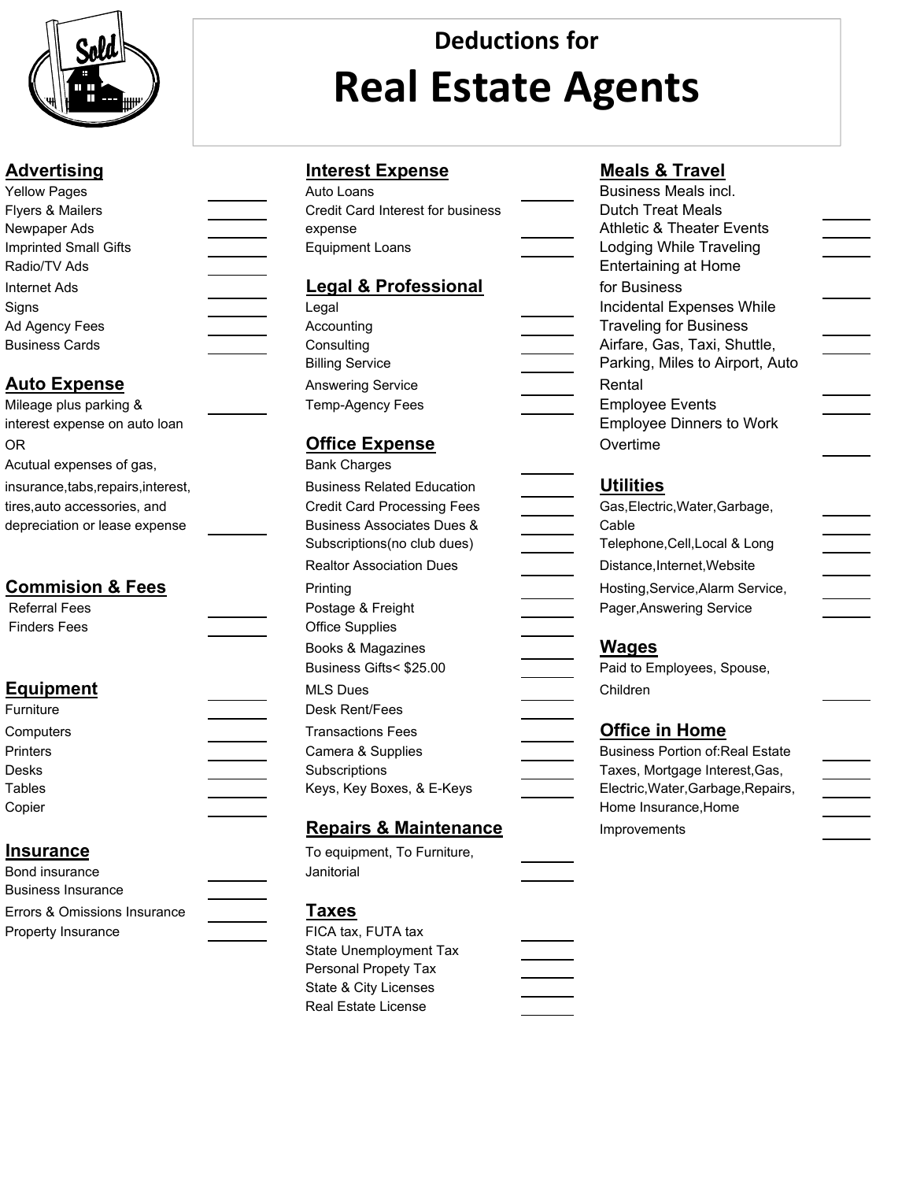# Deductions for Real Estate Agents

## Advertising

- Yellow Pages
- Flyers & Mailers
- Newpaper Ads
- Imprinted Small Gifts
- Radio/TV Ads
- Internet Ads
- Signs
- Ad Agency Fees
- Business Cards

## Auto Expense

- Mileage plus parking & interest expense on auto loan

OR

- Acutual expenses of gas, insurance,tabs,repairs,interest, tires,auto accessories, and depreciation or lease expense

## Commision & Fees

- Referral Fees
- Finders Fees

## Equipment

- Furniture
- Computers
- Printers
- Desks
- Tables
- Copier

## Insurance

- Bond insurance
- Business Insurance
- Errors & Omissions Insurance
- Property Insurance

## Interest Expense

- Auto Loans
- Credit Card Interest for business expense
- Equipment Loans

## Legal & Professional

- Legal
- Accounting
- Consulting
- Billing Service
- Answering Service
- Temp-Agency Fees

## Office Expense

- Bank Charges
- Business Related Education
- Credit Card Processing Fees
- Business Associates Dues & Subscriptions(no club dues)
- Realtor Association Dues
- Printing
- Postage & Freight
- Office Supplies
- Books & Magazines
- Business Gifts< $25.00
- MLS Dues
- Desk Rent/Fees
- Transactions Fees
- Camera & Supplies
- Subscriptions
- Keys, Key Boxes, & E-Keys

## Repairs & Maintenance

- To equipment, To Furniture, Janitorial

## Taxes

- FICA tax, FUTA tax
- State Unemployment Tax
- Personal Propety Tax
- State & City Licenses
- Real Estate License

## Meals & Travel

- Business Meals incl. Dutch Treat Meals
- Athletic & Theater Events
- Lodging While Traveling
- Entertaining at Home for Business
- Incidental Expenses While Traveling for Business
- Airfare, Gas, Taxi, Shuttle, Parking, Miles to Airport, Auto Rental
- Employee Events
- Employee Dinners to Work Overtime

## Utilities

- Gas,Electric,Water,Garbage, Cable
- Telephone,Cell,Local & Long Distance,Internet,Website Hosting,Service,Alarm Service, Pager,Answering Service

## Wages

- Paid to Employees, Spouse, Children

## Office in Home

- Business Portion of:Real Estate Taxes, Mortgage Interest,Gas, Electric,Water,Garbage,Repairs, Home Insurance,Home Improvements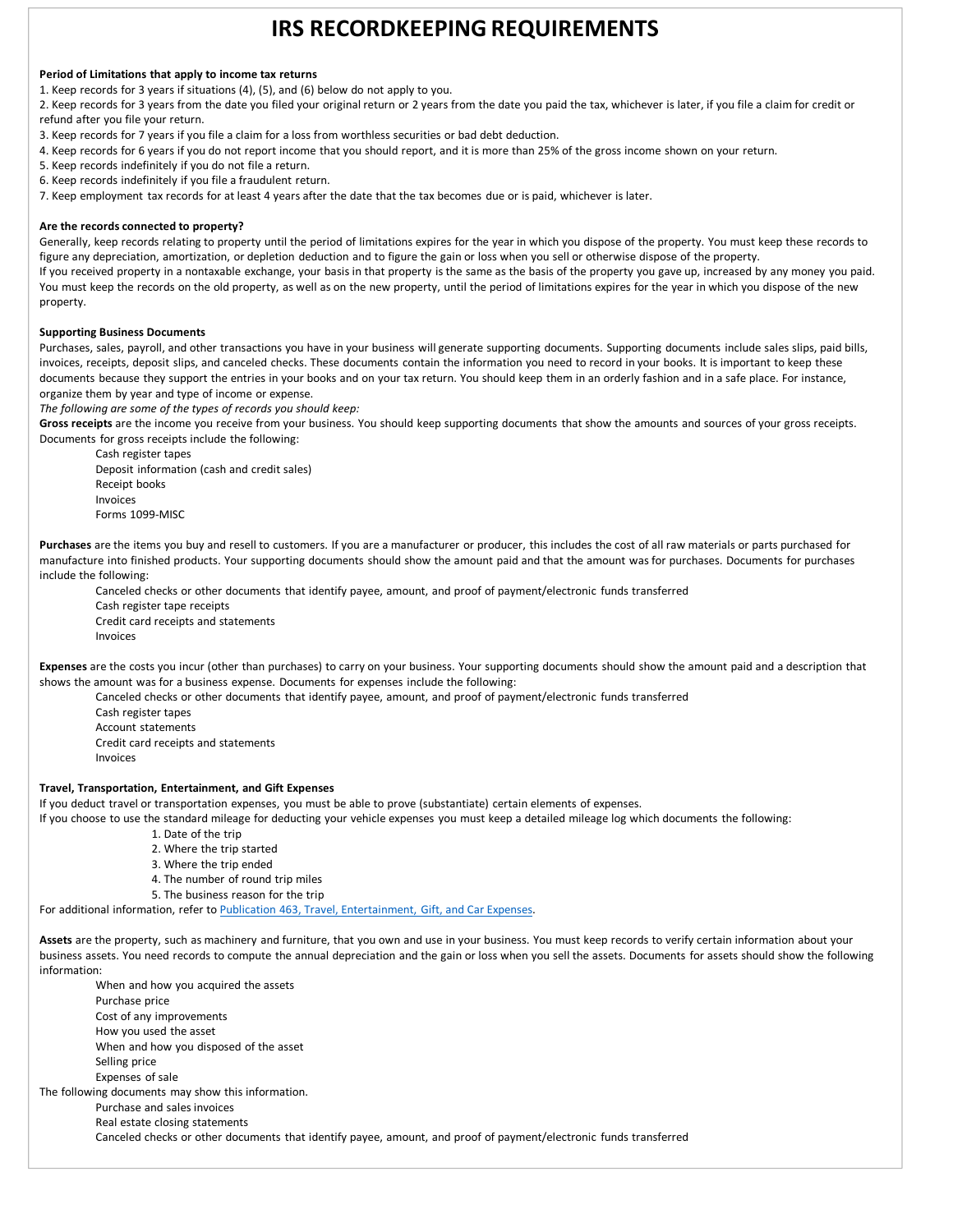# IRS RECORDKEEPING REQUIREMENTS

**Period of Limitations that apply to income tax returns**

1. Keep records for 3 years if situations (4), (5), and (6) below do not apply to you.
2. Keep records for 3 years from the date you filed your original return or 2 years from the date you paid the tax, whichever is later, if you file a claim for credit or refund after you file your return.
3. Keep records for 7 years if you file a claim for a loss from worthless securities or bad debt deduction.
4. Keep records for 6 years if you do not report income that you should report, and it is more than 25% of the gross income shown on your return.
5. Keep records indefinitely if you do not file a return.
6. Keep records indefinitely if you file a fraudulent return.
7. Keep employment tax records for at least 4 years after the date that the tax becomes due or is paid, whichever is later.

**Are the records connected to property?**

Generally, keep records relating to property until the period of limitations expires for the year in which you dispose of the property. You must keep these records to figure any depreciation, amortization, or depletion deduction and to figure the gain or loss when you sell or otherwise dispose of the property.
If you received property in a nontaxable exchange, your basis in that property is the same as the basis of the property you gave up, increased by any money you paid. You must keep the records on the old property, as well as on the new property, until the period of limitations expires for the year in which you dispose of the new property.

**Supporting Business Documents**

Purchases, sales, payroll, and other transactions you have in your business will generate supporting documents. Supporting documents include sales slips, paid bills, invoices, receipts, deposit slips, and canceled checks. These documents contain the information you need to record in your books. It is important to keep these documents because they support the entries in your books and on your tax return. You should keep them in an orderly fashion and in a safe place. For instance, organize them by year and type of income or expense.
*The following are some of the types of records you should keep:*
**Gross receipts** are the income you receive from your business. You should keep supporting documents that show the amounts and sources of your gross receipts. Documents for gross receipts include the following:

- Cash register tapes
- Deposit information (cash and credit sales)
- Receipt books
- Invoices
- Forms 1099-MISC

**Purchases** are the items you buy and resell to customers. If you are a manufacturer or producer, this includes the cost of all raw materials or parts purchased for manufacture into finished products. Your supporting documents should show the amount paid and that the amount was for purchases. Documents for purchases include the following:

- Canceled checks or other documents that identify payee, amount, and proof of payment/electronic funds transferred
- Cash register tape receipts
- Credit card receipts and statements
- Invoices

**Expenses** are the costs you incur (other than purchases) to carry on your business. Your supporting documents should show the amount paid and a description that shows the amount was for a business expense. Documents for expenses include the following:

- Canceled checks or other documents that identify payee, amount, and proof of payment/electronic funds transferred
- Cash register tapes
- Account statements
- Credit card receipts and statements
- Invoices

**Travel, Transportation, Entertainment, and Gift Expenses**

If you deduct travel or transportation expenses, you must be able to prove (substantiate) certain elements of expenses.
If you choose to use the standard mileage for deducting your vehicle expenses you must keep a detailed mileage log which documents the following:

1. Date of the trip
2. Where the trip started
3. Where the trip ended
4. The number of round trip miles
5. The business reason for the trip

For additional information, refer to Publication 463, Travel, Entertainment, Gift, and Car Expenses.

**Assets** are the property, such as machinery and furniture, that you own and use in your business. You must keep records to verify certain information about your business assets. You need records to compute the annual depreciation and the gain or loss when you sell the assets. Documents for assets should show the following information:

- When and how you acquired the assets
- Purchase price
- Cost of any improvements
- How you used the asset
- When and how you disposed of the asset
- Selling price
- Expenses of sale

The following documents may show this information.

- Purchase and sales invoices
- Real estate closing statements
- Canceled checks or other documents that identify payee, amount, and proof of payment/electronic funds transferred